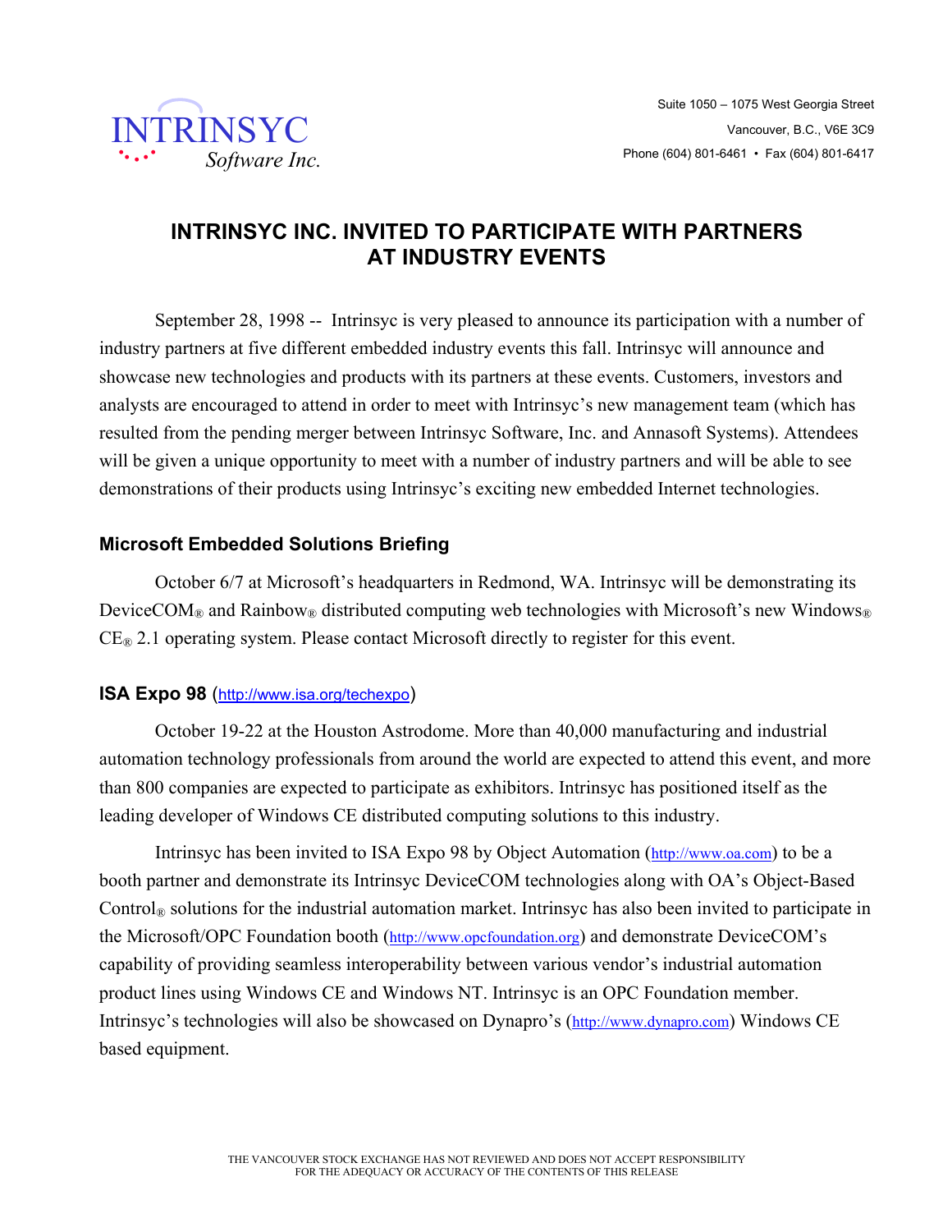INTRINSYC Software Inc.

Suite 1050 – 1075 West Georgia Street
Vancouver, B.C., V6E 3C9
Phone (604) 801-6461 • Fax (604) 801-6417

# INTRINSYC INC. INVITED TO PARTICIPATE WITH PARTNERS AT INDUSTRY EVENTS

September 28, 1998 -- Intrinsyc is very pleased to announce its participation with a number of industry partners at five different embedded industry events this fall. Intrinsyc will announce and showcase new technologies and products with its partners at these events. Customers, investors and analysts are encouraged to attend in order to meet with Intrinsyc's new management team (which has resulted from the pending merger between Intrinsyc Software, Inc. and Annasoft Systems). Attendees will be given a unique opportunity to meet with a number of industry partners and will be able to see demonstrations of their products using Intrinsyc's exciting new embedded Internet technologies.

## Microsoft Embedded Solutions Briefing

October 6/7 at Microsoft's headquarters in Redmond, WA. Intrinsyc will be demonstrating its DeviceCOM® and Rainbow® distributed computing web technologies with Microsoft's new Windows® CE® 2.1 operating system. Please contact Microsoft directly to register for this event.

## ISA Expo 98 (http://www.isa.org/techexpo)

October 19-22 at the Houston Astrodome. More than 40,000 manufacturing and industrial automation technology professionals from around the world are expected to attend this event, and more than 800 companies are expected to participate as exhibitors. Intrinsyc has positioned itself as the leading developer of Windows CE distributed computing solutions to this industry.

Intrinsyc has been invited to ISA Expo 98 by Object Automation (http://www.oa.com) to be a booth partner and demonstrate its Intrinsyc DeviceCOM technologies along with OA's Object-Based Control® solutions for the industrial automation market. Intrinsyc has also been invited to participate in the Microsoft/OPC Foundation booth (http://www.opcfoundation.org) and demonstrate DeviceCOM's capability of providing seamless interoperability between various vendor's industrial automation product lines using Windows CE and Windows NT. Intrinsyc is an OPC Foundation member. Intrinsyc's technologies will also be showcased on Dynapro's (http://www.dynapro.com) Windows CE based equipment.

THE VANCOUVER STOCK EXCHANGE HAS NOT REVIEWED AND DOES NOT ACCEPT RESPONSIBILITY FOR THE ADEQUACY OR ACCURACY OF THE CONTENTS OF THIS RELEASE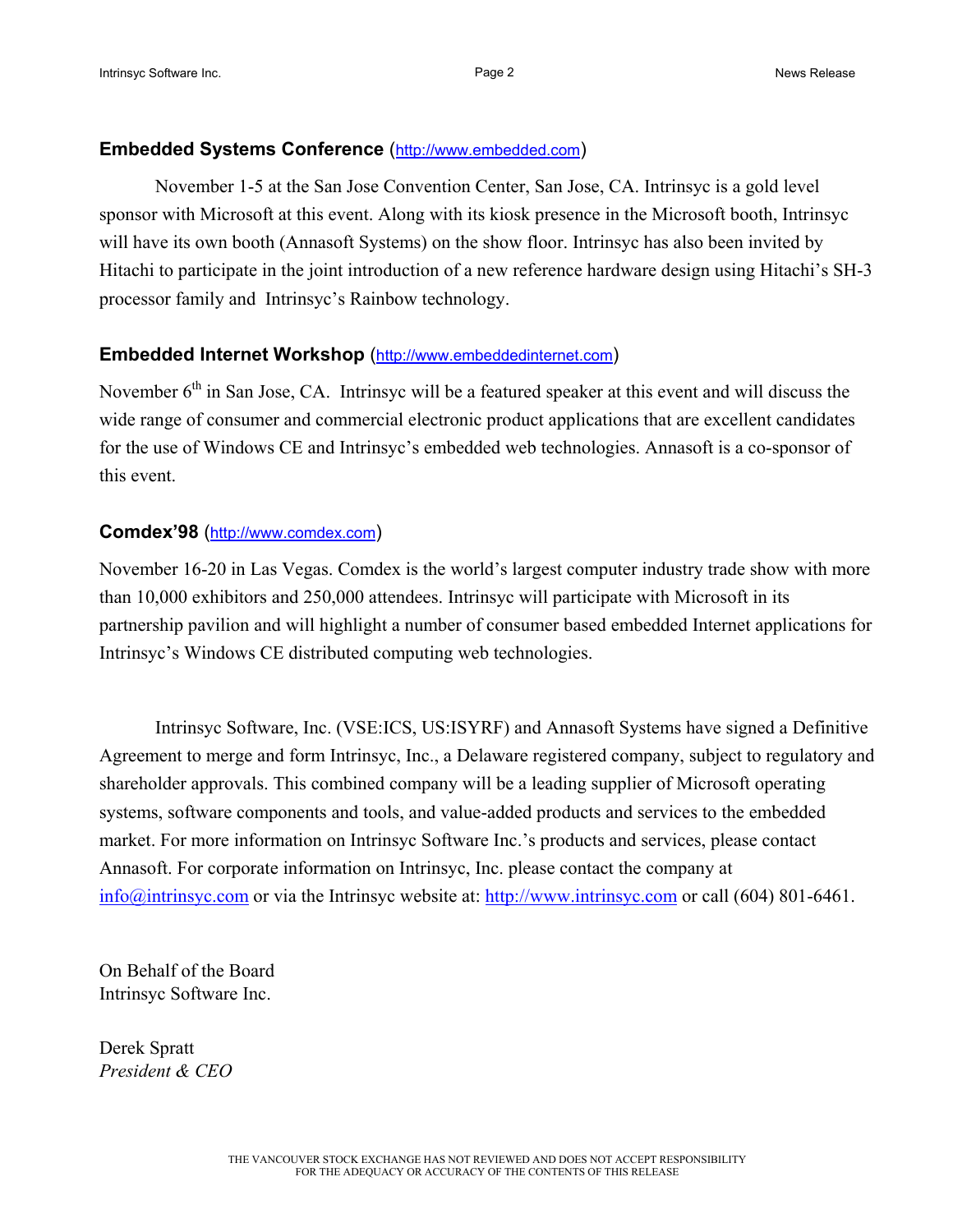## Embedded Systems Conference (http://www.embedded.com)

November 1-5 at the San Jose Convention Center, San Jose, CA. Intrinsyc is a gold level sponsor with Microsoft at this event. Along with its kiosk presence in the Microsoft booth, Intrinsyc will have its own booth (Annasoft Systems) on the show floor. Intrinsyc has also been invited by Hitachi to participate in the joint introduction of a new reference hardware design using Hitachi's SH-3 processor family and Intrinsyc's Rainbow technology.

## Embedded Internet Workshop (http://www.embeddedinternet.com)

November 6th in San Jose, CA. Intrinsyc will be a featured speaker at this event and will discuss the wide range of consumer and commercial electronic product applications that are excellent candidates for the use of Windows CE and Intrinsyc's embedded web technologies. Annasoft is a co-sponsor of this event.

## Comdex'98 (http://www.comdex.com)

November 16-20 in Las Vegas. Comdex is the world's largest computer industry trade show with more than 10,000 exhibitors and 250,000 attendees. Intrinsyc will participate with Microsoft in its partnership pavilion and will highlight a number of consumer based embedded Internet applications for Intrinsyc's Windows CE distributed computing web technologies.

Intrinsyc Software, Inc. (VSE:ICS, US:ISYRF) and Annasoft Systems have signed a Definitive Agreement to merge and form Intrinsyc, Inc., a Delaware registered company, subject to regulatory and shareholder approvals. This combined company will be a leading supplier of Microsoft operating systems, software components and tools, and value-added products and services to the embedded market. For more information on Intrinsyc Software Inc.'s products and services, please contact Annasoft. For corporate information on Intrinsyc, Inc. please contact the company at info@intrinsyc.com or via the Intrinsyc website at: http://www.intrinsyc.com or call (604) 801-6461.

On Behalf of the Board
Intrinsyc Software Inc.

Derek Spratt
*President & CEO*

THE VANCOUVER STOCK EXCHANGE HAS NOT REVIEWED AND DOES NOT ACCEPT RESPONSIBILITY FOR THE ADEQUACY OR ACCURACY OF THE CONTENTS OF THIS RELEASE